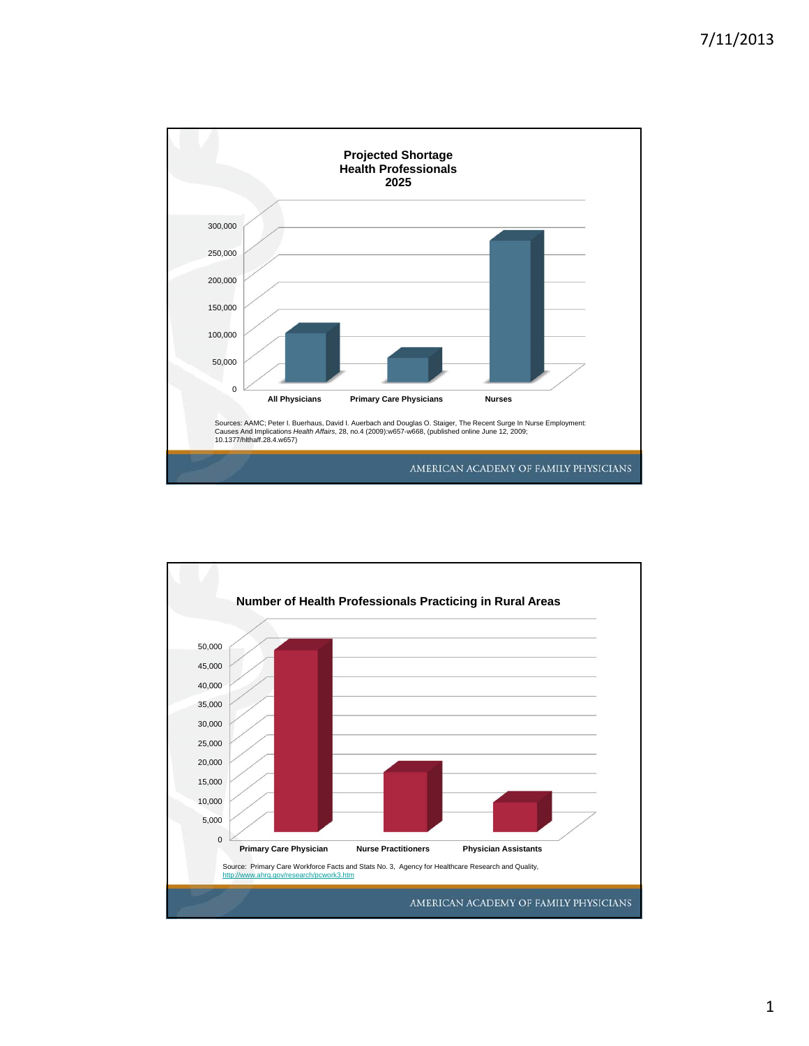## Projected Shortage Health Professionals 2025

| Category | Projected Shortage (approx.) |
|---|---|
| All Physicians | ~90,000 |
| Primary Care Physicians | ~45,000 |
| Nurses | ~260,000 |

Sources: AAMC; Peter I. Buerhaus, David I. Auerbach and Douglas O. Staiger, The Recent Surge In Nurse Employment: Causes And Implications *Health Affairs*, 28, no.4 (2009):w657-w668, (published online June 12, 2009; 10.1377/hlthaff.28.4.w657)

AMERICAN ACADEMY OF FAMILY PHYSICIANS

## Number of Health Professionals Practicing in Rural Areas

| Category | Number (approx.) |
|---|---|
| Primary Care Physician | ~47,000 |
| Nurse Practitioners | ~15,500 |
| Physician Assistants | ~7,500 |

Source: Primary Care Workforce Facts and Stats No. 3, Agency for Healthcare Research and Quality, http://www.ahrq.gov/research/pcwork3.htm

AMERICAN ACADEMY OF FAMILY PHYSICIANS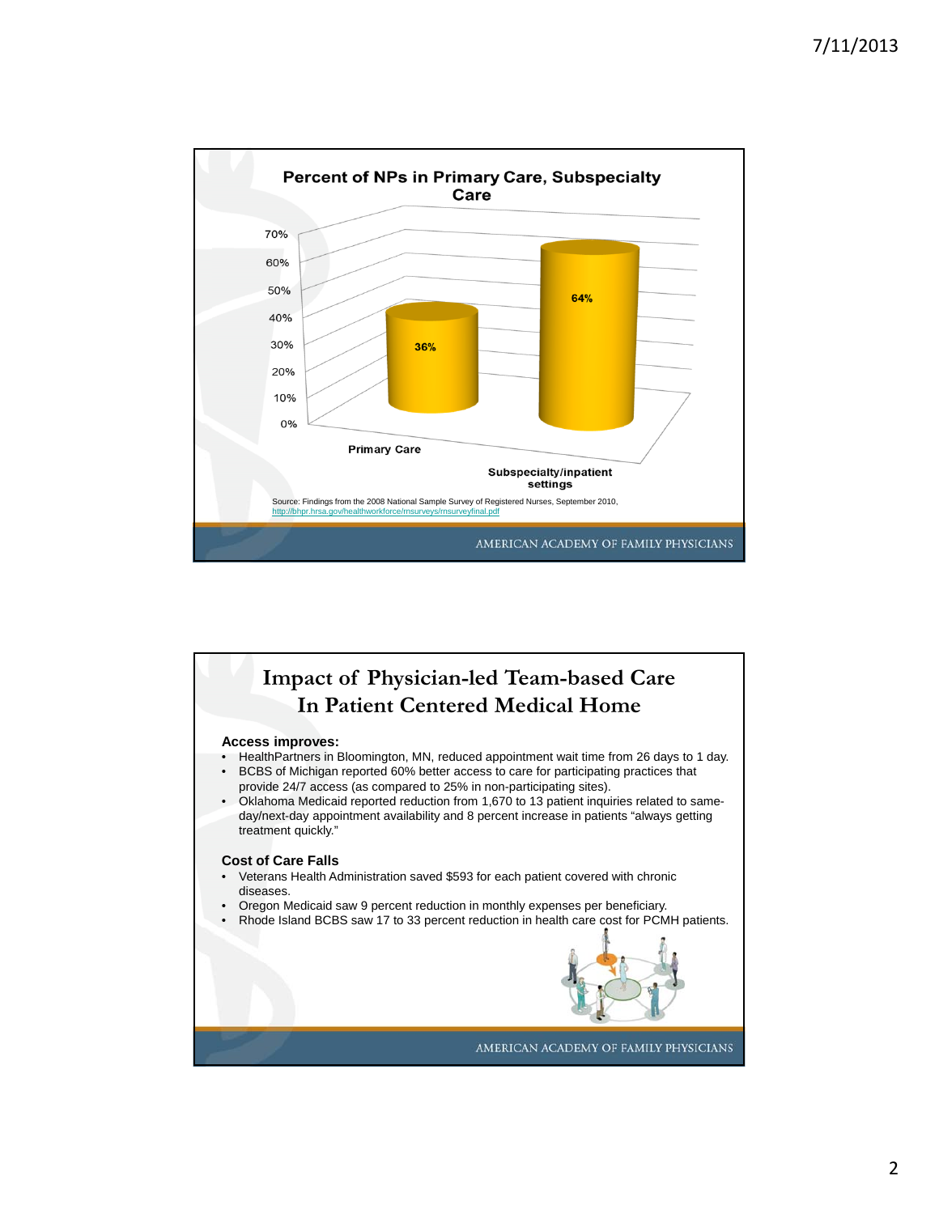## Percent of NPs in Primary Care, Subspecialty Care

70%
60%
50%
40%
30%
20%
10%
0%

36%
64%

Primary Care

Subspecialty/inpatient settings

Source: Findings from the 2008 National Sample Survey of Registered Nurses, September 2010, http://bhpr.hrsa.gov/healthworkforce/rnsurveys/rnsurveyfinal.pdf

AMERICAN ACADEMY OF FAMILY PHYSICIANS

## Impact of Physician-led Team-based Care In Patient Centered Medical Home

**Access improves:**

- HealthPartners in Bloomington, MN, reduced appointment wait time from 26 days to 1 day.
- BCBS of Michigan reported 60% better access to care for participating practices that provide 24/7 access (as compared to 25% in non-participating sites).
- Oklahoma Medicaid reported reduction from 1,670 to 13 patient inquiries related to same-day/next-day appointment availability and 8 percent increase in patients "always getting treatment quickly."

**Cost of Care Falls**

- Veterans Health Administration saved $593 for each patient covered with chronic diseases.
- Oregon Medicaid saw 9 percent reduction in monthly expenses per beneficiary.
- Rhode Island BCBS saw 17 to 33 percent reduction in health care cost for PCMH patients.

AMERICAN ACADEMY OF FAMILY PHYSICIANS